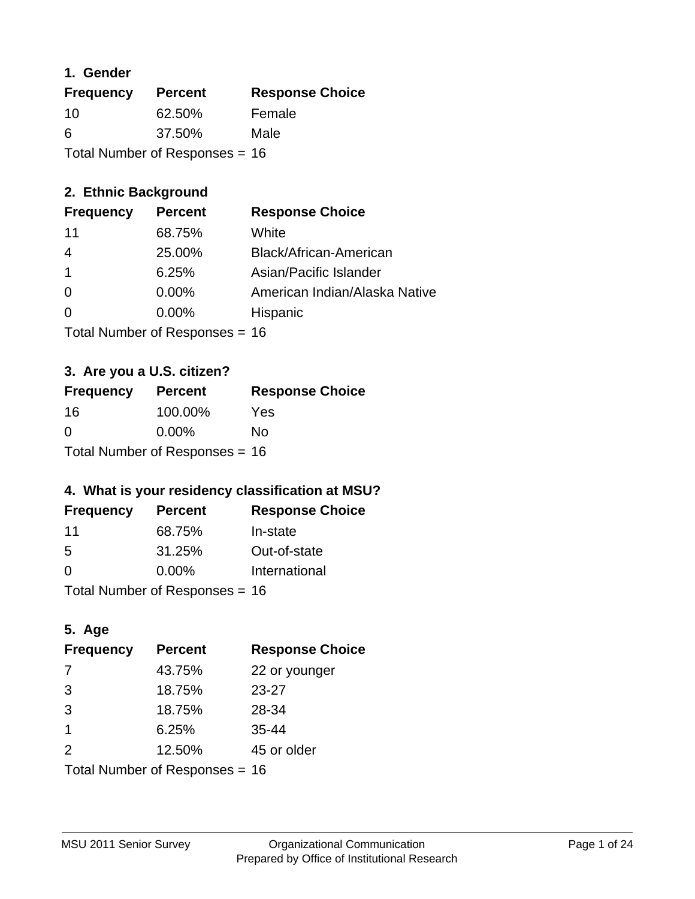## 1. Gender

| Frequency | Percent | Response Choice |
|---|---|---|
| 10 | 62.50% | Female |
| 6 | 37.50% | Male |
| Total Number of Responses = | 16 | |

## 2. Ethnic Background

| Frequency | Percent | Response Choice |
|---|---|---|
| 11 | 68.75% | White |
| 4 | 25.00% | Black/African-American |
| 1 | 6.25% | Asian/Pacific Islander |
| 0 | 0.00% | American Indian/Alaska Native |
| 0 | 0.00% | Hispanic |
| Total Number of Responses = | 16 | |

## 3. Are you a U.S. citizen?

| Frequency | Percent | Response Choice |
|---|---|---|
| 16 | 100.00% | Yes |
| 0 | 0.00% | No |
| Total Number of Responses = | 16 | |

## 4. What is your residency classification at MSU?

| Frequency | Percent | Response Choice |
|---|---|---|
| 11 | 68.75% | In-state |
| 5 | 31.25% | Out-of-state |
| 0 | 0.00% | International |
| Total Number of Responses = | 16 | |

## 5. Age

| Frequency | Percent | Response Choice |
|---|---|---|
| 7 | 43.75% | 22 or younger |
| 3 | 18.75% | 23-27 |
| 3 | 18.75% | 28-34 |
| 1 | 6.25% | 35-44 |
| 2 | 12.50% | 45 or older |
| Total Number of Responses = | 16 | |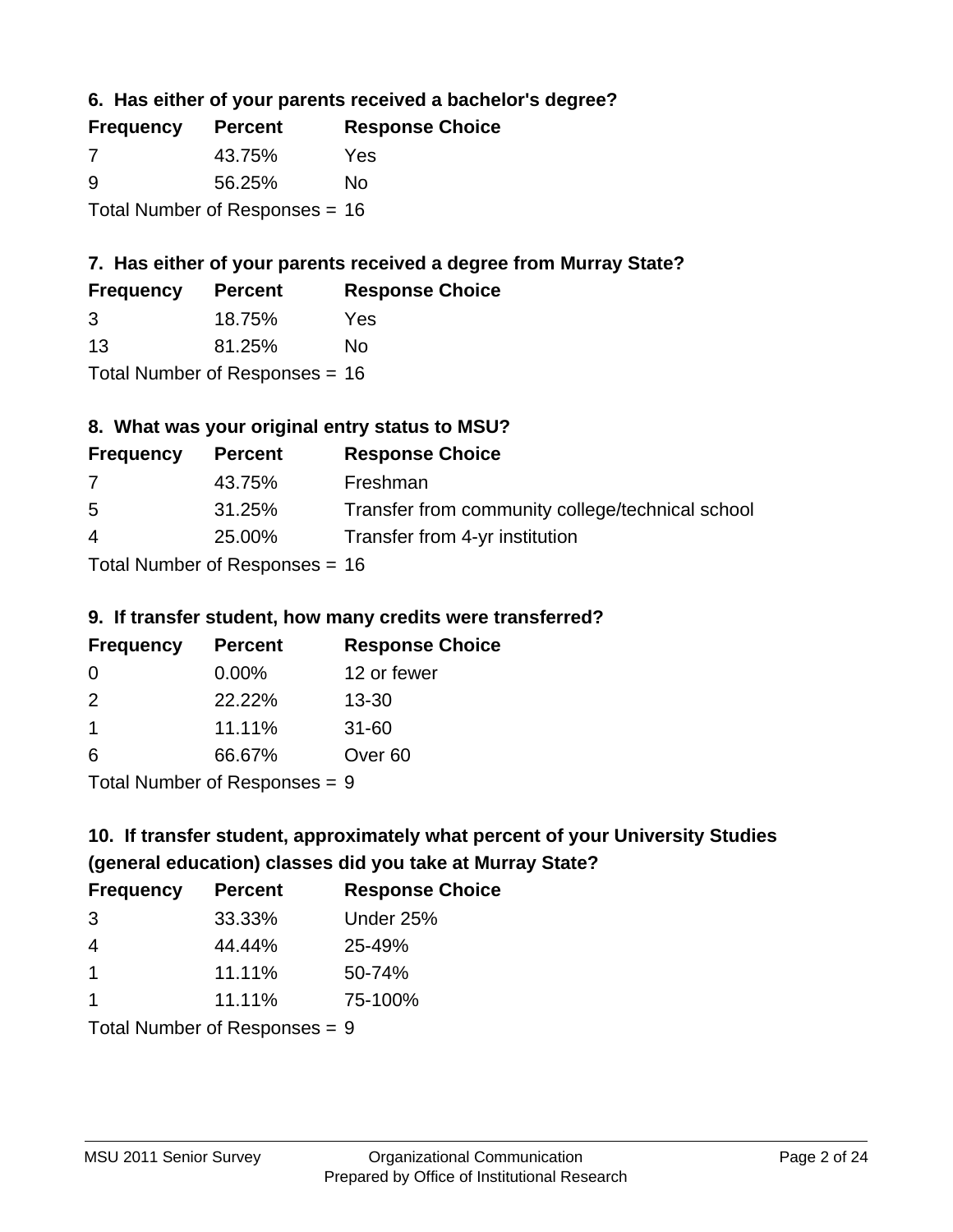### 6. Has either of your parents received a bachelor's degree?

| Frequency | Percent | Response Choice |
| --- | --- | --- |
| 7 | 43.75% | Yes |
| 9 | 56.25% | No |

Total Number of Responses = 16

### 7. Has either of your parents received a degree from Murray State?

| Frequency | Percent | Response Choice |
| --- | --- | --- |
| 3 | 18.75% | Yes |
| 13 | 81.25% | No |

Total Number of Responses = 16

### 8. What was your original entry status to MSU?

| Frequency | Percent | Response Choice |
| --- | --- | --- |
| 7 | 43.75% | Freshman |
| 5 | 31.25% | Transfer from community college/technical school |
| 4 | 25.00% | Transfer from 4-yr institution |

Total Number of Responses = 16

### 9. If transfer student, how many credits were transferred?

| Frequency | Percent | Response Choice |
| --- | --- | --- |
| 0 | 0.00% | 12 or fewer |
| 2 | 22.22% | 13-30 |
| 1 | 11.11% | 31-60 |
| 6 | 66.67% | Over 60 |

Total Number of Responses = 9

### 10. If transfer student, approximately what percent of your University Studies (general education) classes did you take at Murray State?

| Frequency | Percent | Response Choice |
| --- | --- | --- |
| 3 | 33.33% | Under 25% |
| 4 | 44.44% | 25-49% |
| 1 | 11.11% | 50-74% |
| 1 | 11.11% | 75-100% |

Total Number of Responses = 9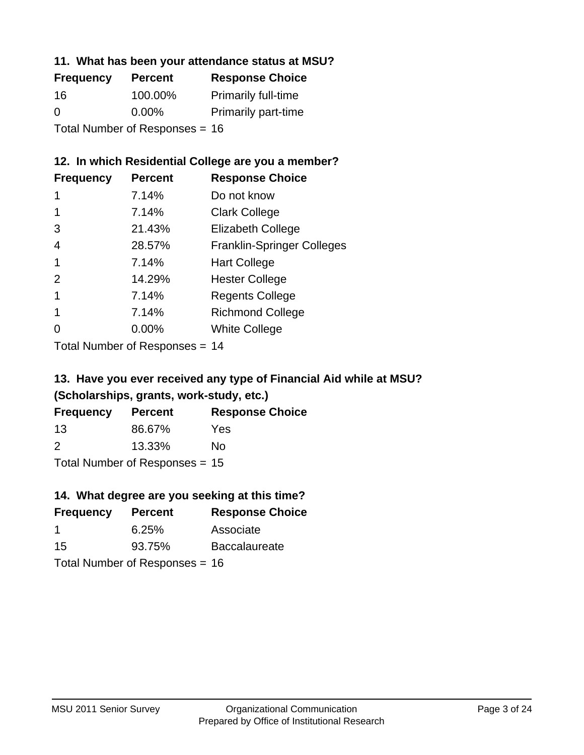**11. What has been your attendance status at MSU?**

| Frequency | Percent | Response Choice |
| --- | --- | --- |
| 16 | 100.00% | Primarily full-time |
| 0 | 0.00% | Primarily part-time |

Total Number of Responses = 16

**12. In which Residential College are you a member?**

| Frequency | Percent | Response Choice |
| --- | --- | --- |
| 1 | 7.14% | Do not know |
| 1 | 7.14% | Clark College |
| 3 | 21.43% | Elizabeth College |
| 4 | 28.57% | Franklin-Springer Colleges |
| 1 | 7.14% | Hart College |
| 2 | 14.29% | Hester College |
| 1 | 7.14% | Regents College |
| 1 | 7.14% | Richmond College |
| 0 | 0.00% | White College |

Total Number of Responses = 14

**13. Have you ever received any type of Financial Aid while at MSU? (Scholarships, grants, work-study, etc.)**

| Frequency | Percent | Response Choice |
| --- | --- | --- |
| 13 | 86.67% | Yes |
| 2 | 13.33% | No |

Total Number of Responses = 15

**14. What degree are you seeking at this time?**

| Frequency | Percent | Response Choice |
| --- | --- | --- |
| 1 | 6.25% | Associate |
| 15 | 93.75% | Baccalaureate |

Total Number of Responses = 16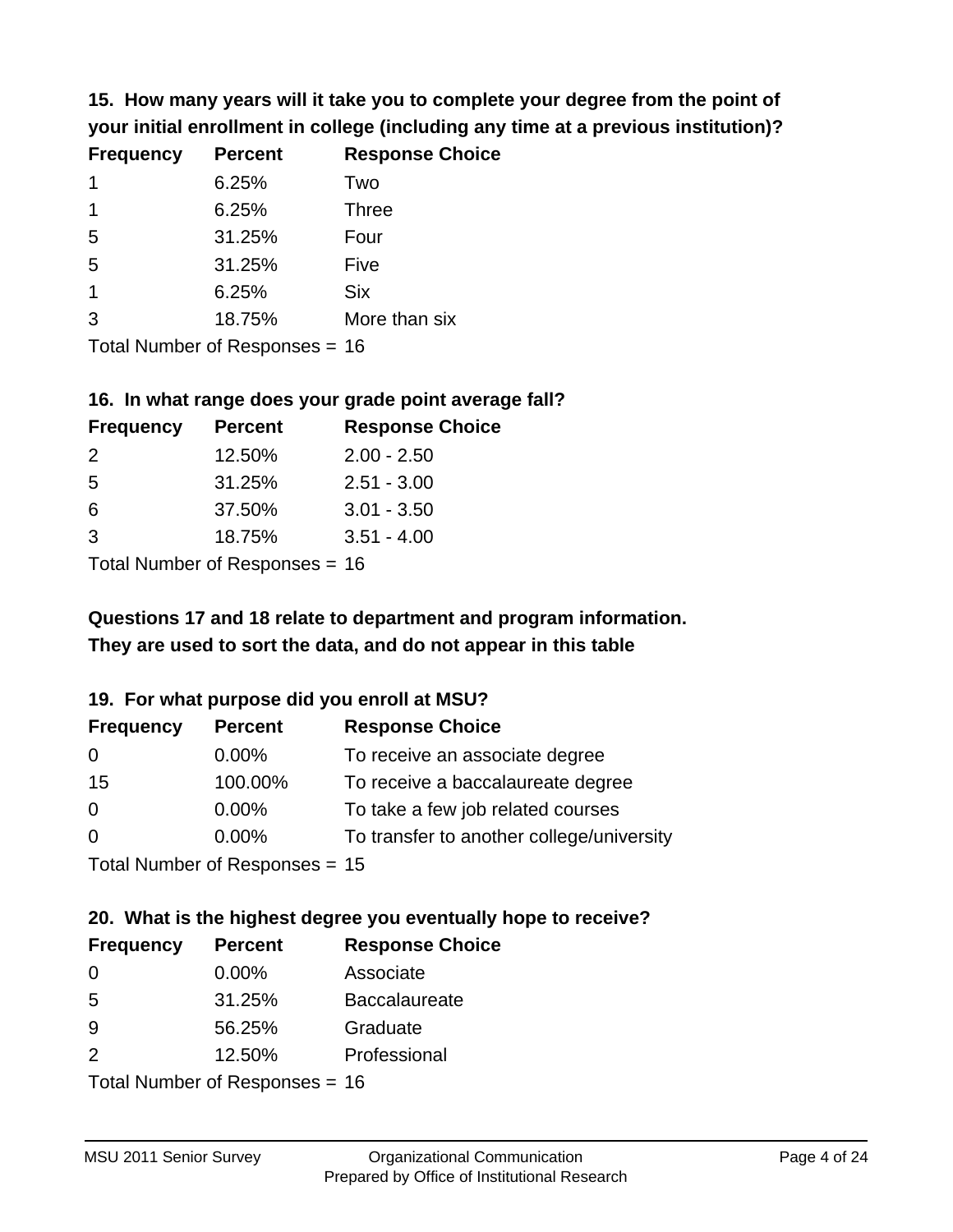### 15. How many years will it take you to complete your degree from the point of your initial enrollment in college (including any time at a previous institution)?

| Frequency | Percent | Response Choice |
|---|---|---|
| 1 | 6.25% | Two |
| 1 | 6.25% | Three |
| 5 | 31.25% | Four |
| 5 | 31.25% | Five |
| 1 | 6.25% | Six |
| 3 | 18.75% | More than six |

Total Number of Responses = 16

### 16. In what range does your grade point average fall?

| Frequency | Percent | Response Choice |
|---|---|---|
| 2 | 12.50% | 2.00 - 2.50 |
| 5 | 31.25% | 2.51 - 3.00 |
| 6 | 37.50% | 3.01 - 3.50 |
| 3 | 18.75% | 3.51 - 4.00 |

Total Number of Responses = 16

### Questions 17 and 18 relate to department and program information. They are used to sort the data, and do not appear in this table

### 19. For what purpose did you enroll at MSU?

| Frequency | Percent | Response Choice |
|---|---|---|
| 0 | 0.00% | To receive an associate degree |
| 15 | 100.00% | To receive a baccalaureate degree |
| 0 | 0.00% | To take a few job related courses |
| 0 | 0.00% | To transfer to another college/university |

Total Number of Responses = 15

### 20. What is the highest degree you eventually hope to receive?

| Frequency | Percent | Response Choice |
|---|---|---|
| 0 | 0.00% | Associate |
| 5 | 31.25% | Baccalaureate |
| 9 | 56.25% | Graduate |
| 2 | 12.50% | Professional |

Total Number of Responses = 16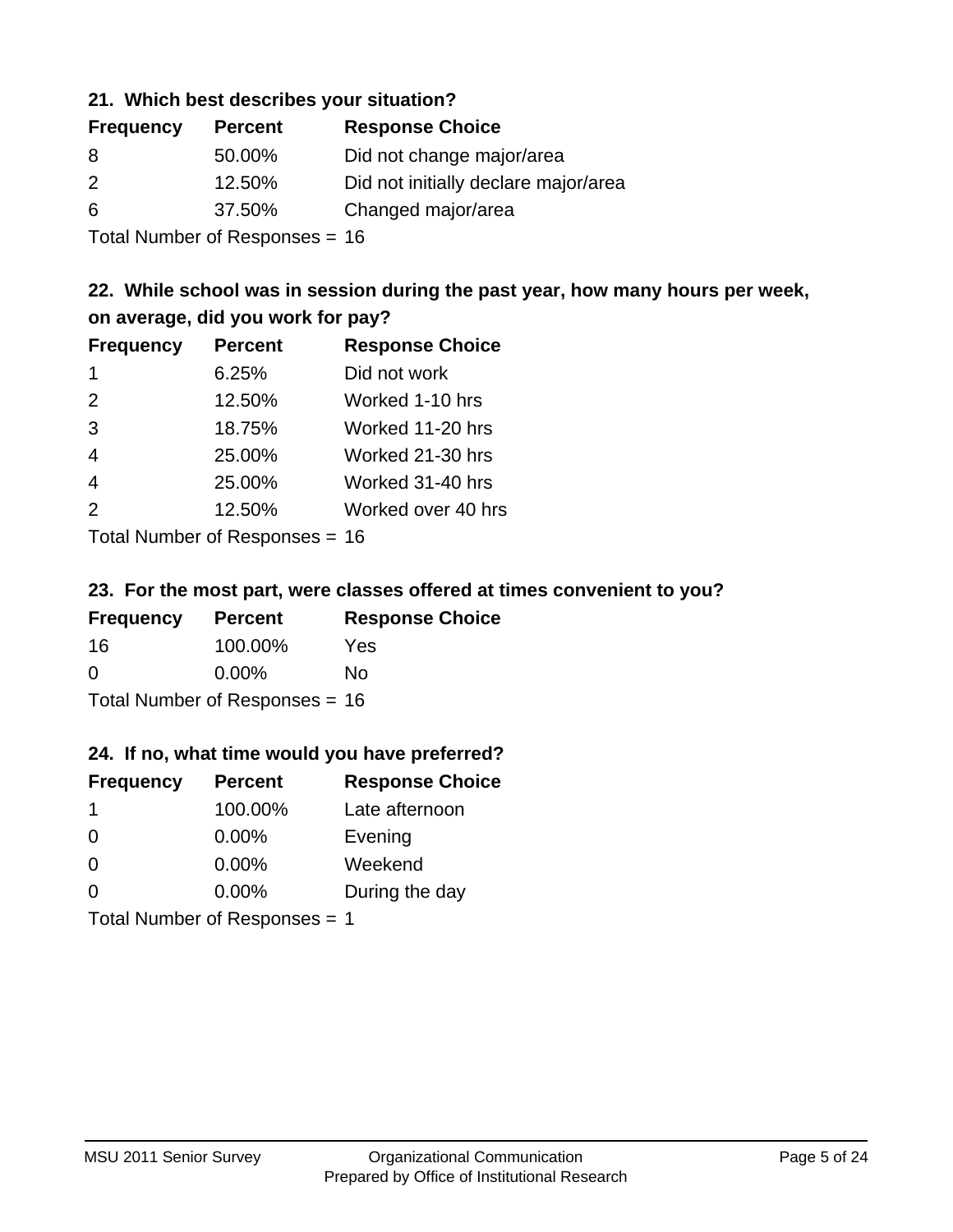### 21. Which best describes your situation?

| Frequency | Percent | Response Choice |
|---|---|---|
| 8 | 50.00% | Did not change major/area |
| 2 | 12.50% | Did not initially declare major/area |
| 6 | 37.50% | Changed major/area |

Total Number of Responses = 16

### 22. While school was in session during the past year, how many hours per week, on average, did you work for pay?

| Frequency | Percent | Response Choice |
|---|---|---|
| 1 | 6.25% | Did not work |
| 2 | 12.50% | Worked 1-10 hrs |
| 3 | 18.75% | Worked 11-20 hrs |
| 4 | 25.00% | Worked 21-30 hrs |
| 4 | 25.00% | Worked 31-40 hrs |
| 2 | 12.50% | Worked over 40 hrs |

Total Number of Responses = 16

### 23. For the most part, were classes offered at times convenient to you?

| Frequency | Percent | Response Choice |
|---|---|---|
| 16 | 100.00% | Yes |
| 0 | 0.00% | No |

Total Number of Responses = 16

### 24. If no, what time would you have preferred?

| Frequency | Percent | Response Choice |
|---|---|---|
| 1 | 100.00% | Late afternoon |
| 0 | 0.00% | Evening |
| 0 | 0.00% | Weekend |
| 0 | 0.00% | During the day |

Total Number of Responses = 1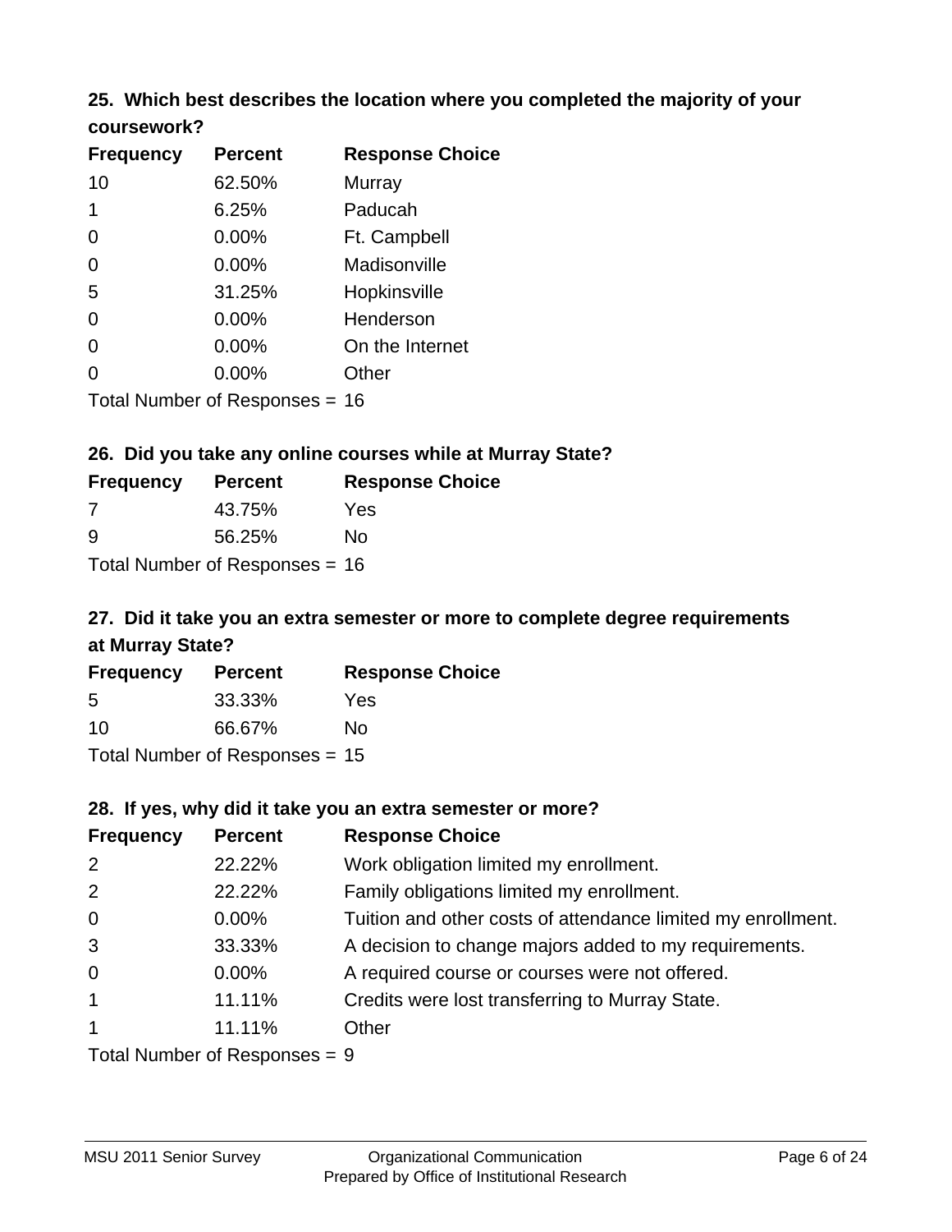### 25. Which best describes the location where you completed the majority of your coursework?

| Frequency | Percent | Response Choice |
|---|---|---|
| 10 | 62.50% | Murray |
| 1 | 6.25% | Paducah |
| 0 | 0.00% | Ft. Campbell |
| 0 | 0.00% | Madisonville |
| 5 | 31.25% | Hopkinsville |
| 0 | 0.00% | Henderson |
| 0 | 0.00% | On the Internet |
| 0 | 0.00% | Other |

Total Number of Responses = 16

### 26. Did you take any online courses while at Murray State?

| Frequency | Percent | Response Choice |
|---|---|---|
| 7 | 43.75% | Yes |
| 9 | 56.25% | No |

Total Number of Responses = 16

### 27. Did it take you an extra semester or more to complete degree requirements at Murray State?

| Frequency | Percent | Response Choice |
|---|---|---|
| 5 | 33.33% | Yes |
| 10 | 66.67% | No |

Total Number of Responses = 15

### 28. If yes, why did it take you an extra semester or more?

| Frequency | Percent | Response Choice |
|---|---|---|
| 2 | 22.22% | Work obligation limited my enrollment. |
| 2 | 22.22% | Family obligations limited my enrollment. |
| 0 | 0.00% | Tuition and other costs of attendance limited my enrollment. |
| 3 | 33.33% | A decision to change majors added to my requirements. |
| 0 | 0.00% | A required course or courses were not offered. |
| 1 | 11.11% | Credits were lost transferring to Murray State. |
| 1 | 11.11% | Other |

Total Number of Responses = 9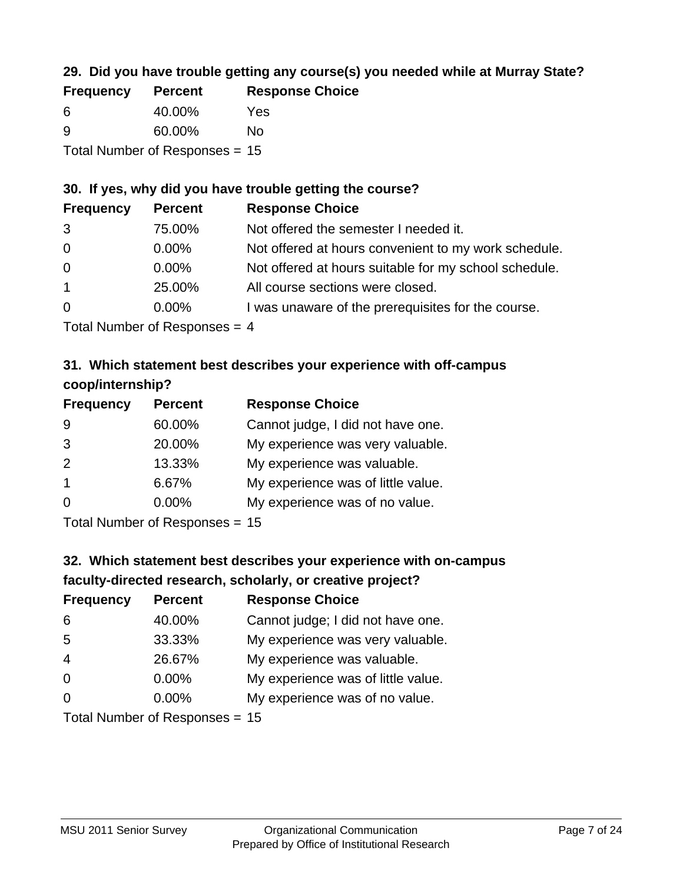### 29. Did you have trouble getting any course(s) you needed while at Murray State?

| Frequency | Percent | Response Choice |
|---|---|---|
| 6 | 40.00% | Yes |
| 9 | 60.00% | No |

Total Number of Responses = 15

### 30. If yes, why did you have trouble getting the course?

| Frequency | Percent | Response Choice |
|---|---|---|
| 3 | 75.00% | Not offered the semester I needed it. |
| 0 | 0.00% | Not offered at hours convenient to my work schedule. |
| 0 | 0.00% | Not offered at hours suitable for my school schedule. |
| 1 | 25.00% | All course sections were closed. |
| 0 | 0.00% | I was unaware of the prerequisites for the course. |

Total Number of Responses = 4

### 31. Which statement best describes your experience with off-campus coop/internship?

| Frequency | Percent | Response Choice |
|---|---|---|
| 9 | 60.00% | Cannot judge, I did not have one. |
| 3 | 20.00% | My experience was very valuable. |
| 2 | 13.33% | My experience was valuable. |
| 1 | 6.67% | My experience was of little value. |
| 0 | 0.00% | My experience was of no value. |

Total Number of Responses = 15

### 32. Which statement best describes your experience with on-campus faculty-directed research, scholarly, or creative project?

| Frequency | Percent | Response Choice |
|---|---|---|
| 6 | 40.00% | Cannot judge; I did not have one. |
| 5 | 33.33% | My experience was very valuable. |
| 4 | 26.67% | My experience was valuable. |
| 0 | 0.00% | My experience was of little value. |
| 0 | 0.00% | My experience was of no value. |

Total Number of Responses = 15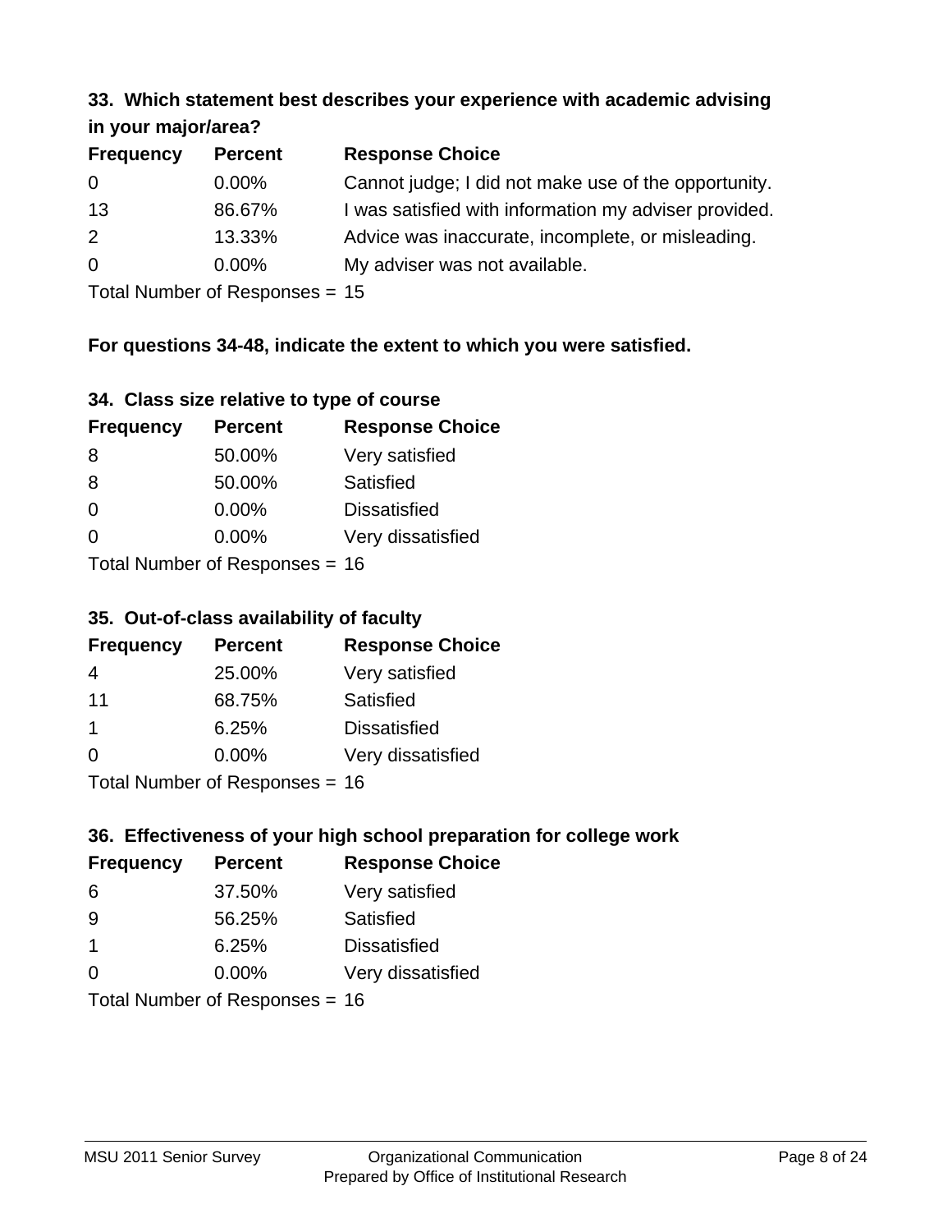### 33. Which statement best describes your experience with academic advising in your major/area?

| Frequency | Percent | Response Choice |
| --- | --- | --- |
| 0 | 0.00% | Cannot judge; I did not make use of the opportunity. |
| 13 | 86.67% | I was satisfied with information my adviser provided. |
| 2 | 13.33% | Advice was inaccurate, incomplete, or misleading. |
| 0 | 0.00% | My adviser was not available. |

Total Number of Responses = 15

**For questions 34-48, indicate the extent to which you were satisfied.**

### 34. Class size relative to type of course

| Frequency | Percent | Response Choice |
| --- | --- | --- |
| 8 | 50.00% | Very satisfied |
| 8 | 50.00% | Satisfied |
| 0 | 0.00% | Dissatisfied |
| 0 | 0.00% | Very dissatisfied |

Total Number of Responses = 16

### 35. Out-of-class availability of faculty

| Frequency | Percent | Response Choice |
| --- | --- | --- |
| 4 | 25.00% | Very satisfied |
| 11 | 68.75% | Satisfied |
| 1 | 6.25% | Dissatisfied |
| 0 | 0.00% | Very dissatisfied |

Total Number of Responses = 16

### 36. Effectiveness of your high school preparation for college work

| Frequency | Percent | Response Choice |
| --- | --- | --- |
| 6 | 37.50% | Very satisfied |
| 9 | 56.25% | Satisfied |
| 1 | 6.25% | Dissatisfied |
| 0 | 0.00% | Very dissatisfied |

Total Number of Responses = 16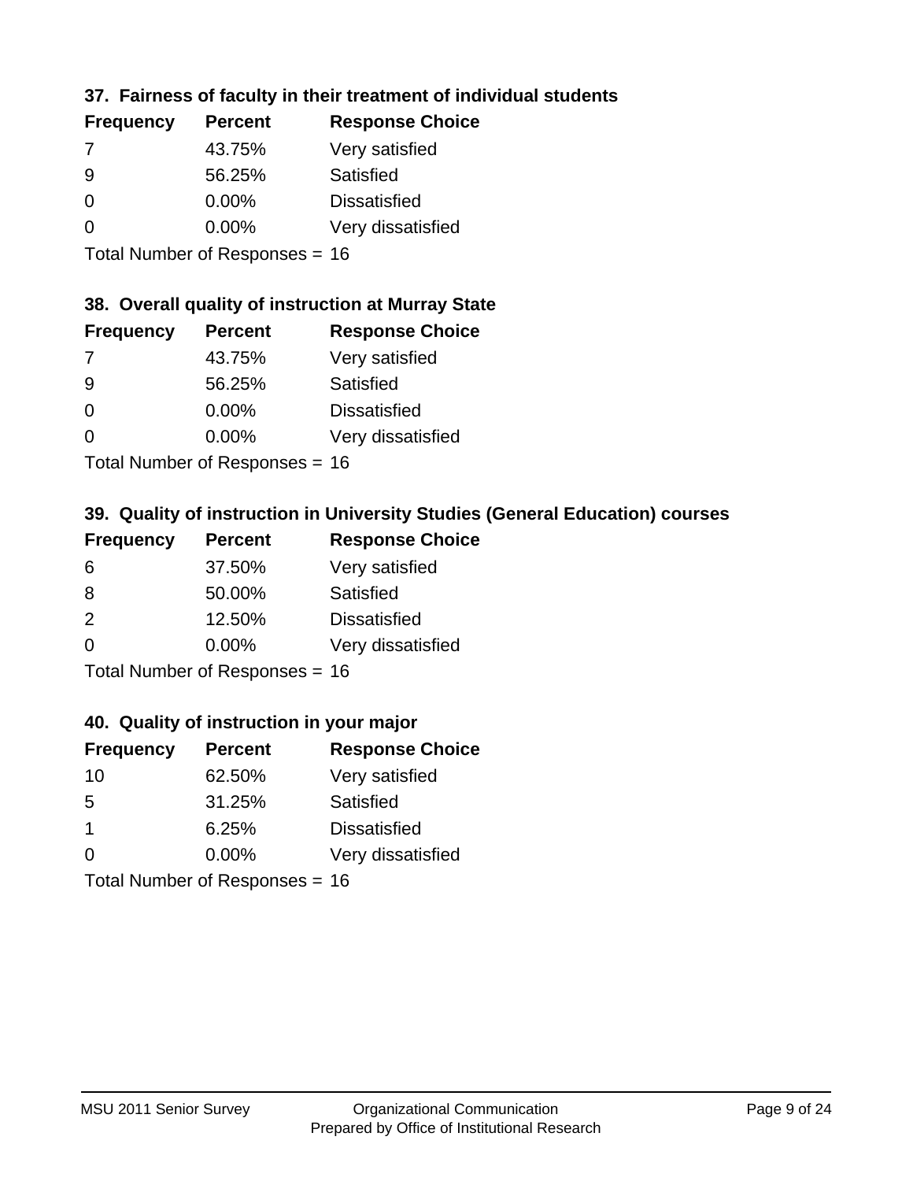### 37. Fairness of faculty in their treatment of individual students

| Frequency | Percent | Response Choice |
|---|---|---|
| 7 | 43.75% | Very satisfied |
| 9 | 56.25% | Satisfied |
| 0 | 0.00% | Dissatisfied |
| 0 | 0.00% | Very dissatisfied |

Total Number of Responses = 16

### 38. Overall quality of instruction at Murray State

| Frequency | Percent | Response Choice |
|---|---|---|
| 7 | 43.75% | Very satisfied |
| 9 | 56.25% | Satisfied |
| 0 | 0.00% | Dissatisfied |
| 0 | 0.00% | Very dissatisfied |

Total Number of Responses = 16

### 39. Quality of instruction in University Studies (General Education) courses

| Frequency | Percent | Response Choice |
|---|---|---|
| 6 | 37.50% | Very satisfied |
| 8 | 50.00% | Satisfied |
| 2 | 12.50% | Dissatisfied |
| 0 | 0.00% | Very dissatisfied |

Total Number of Responses = 16

### 40. Quality of instruction in your major

| Frequency | Percent | Response Choice |
|---|---|---|
| 10 | 62.50% | Very satisfied |
| 5 | 31.25% | Satisfied |
| 1 | 6.25% | Dissatisfied |
| 0 | 0.00% | Very dissatisfied |

Total Number of Responses = 16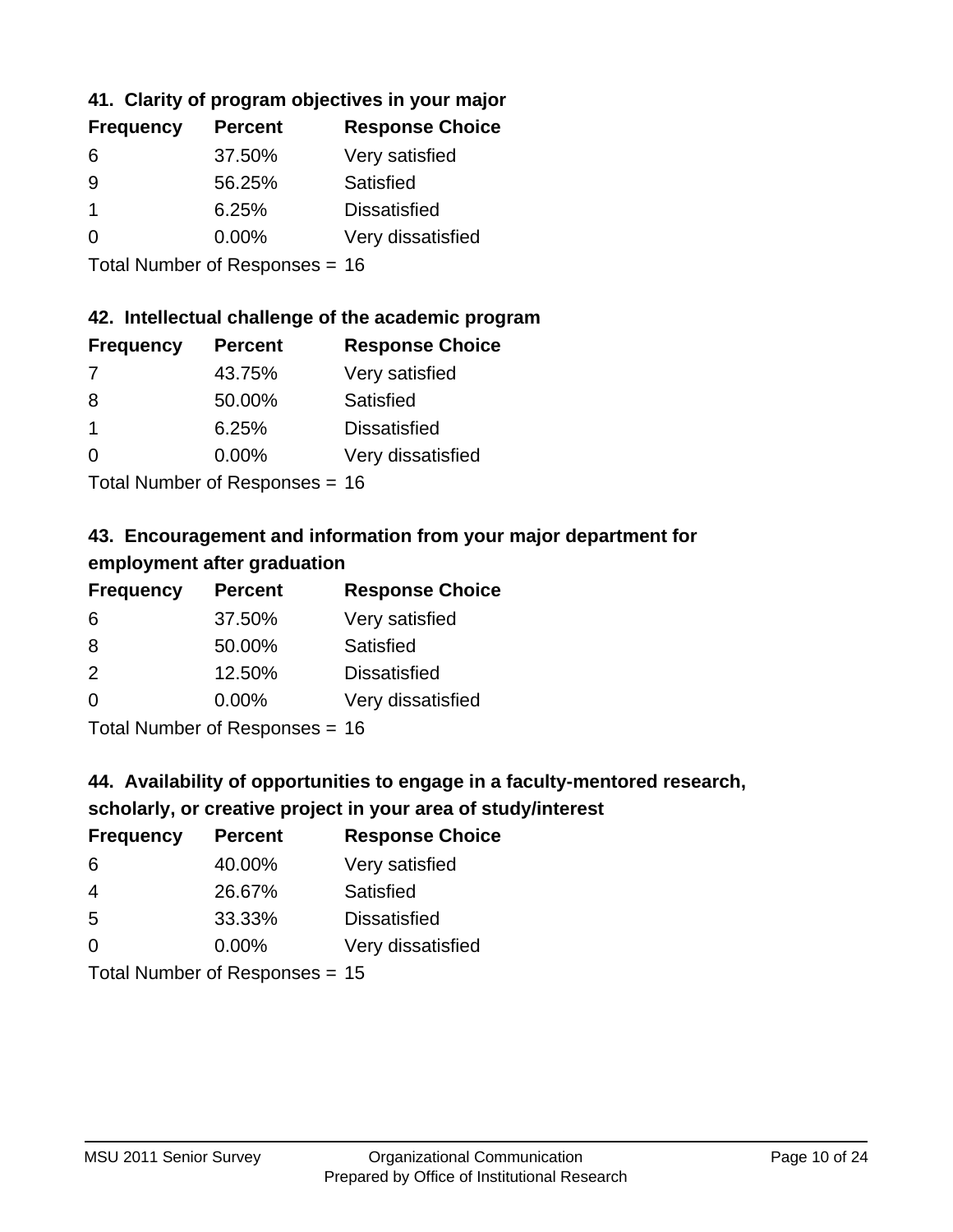### 41. Clarity of program objectives in your major

| Frequency | Percent | Response Choice |
| --- | --- | --- |
| 6 | 37.50% | Very satisfied |
| 9 | 56.25% | Satisfied |
| 1 | 6.25% | Dissatisfied |
| 0 | 0.00% | Very dissatisfied |

Total Number of Responses = 16

### 42. Intellectual challenge of the academic program

| Frequency | Percent | Response Choice |
| --- | --- | --- |
| 7 | 43.75% | Very satisfied |
| 8 | 50.00% | Satisfied |
| 1 | 6.25% | Dissatisfied |
| 0 | 0.00% | Very dissatisfied |

Total Number of Responses = 16

### 43. Encouragement and information from your major department for employment after graduation

| Frequency | Percent | Response Choice |
| --- | --- | --- |
| 6 | 37.50% | Very satisfied |
| 8 | 50.00% | Satisfied |
| 2 | 12.50% | Dissatisfied |
| 0 | 0.00% | Very dissatisfied |

Total Number of Responses = 16

### 44. Availability of opportunities to engage in a faculty-mentored research, scholarly, or creative project in your area of study/interest

| Frequency | Percent | Response Choice |
| --- | --- | --- |
| 6 | 40.00% | Very satisfied |
| 4 | 26.67% | Satisfied |
| 5 | 33.33% | Dissatisfied |
| 0 | 0.00% | Very dissatisfied |

Total Number of Responses = 15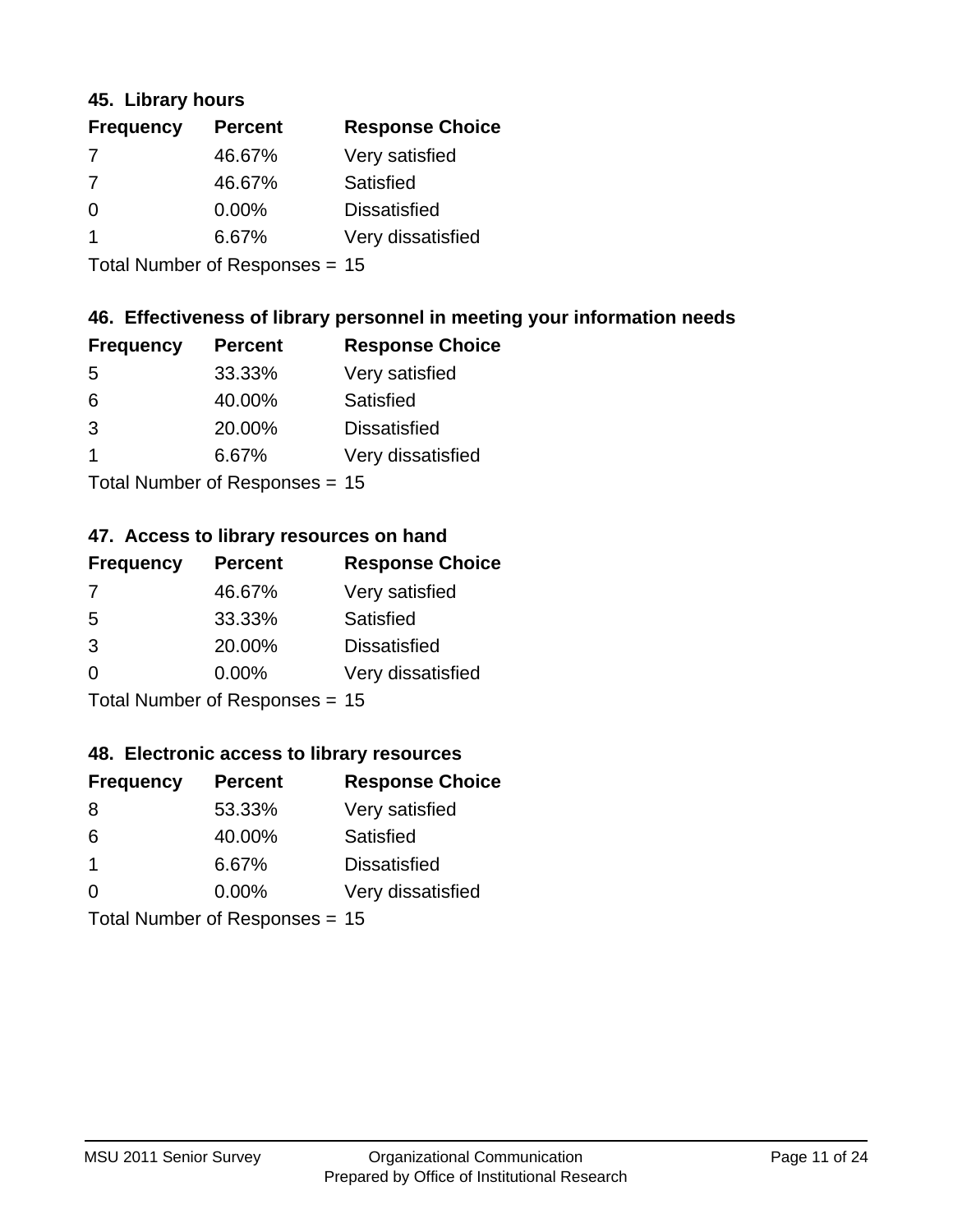### 45. Library hours

| Frequency | Percent | Response Choice |
|---|---|---|
| 7 | 46.67% | Very satisfied |
| 7 | 46.67% | Satisfied |
| 0 | 0.00% | Dissatisfied |
| 1 | 6.67% | Very dissatisfied |

Total Number of Responses = 15

### 46. Effectiveness of library personnel in meeting your information needs

| Frequency | Percent | Response Choice |
|---|---|---|
| 5 | 33.33% | Very satisfied |
| 6 | 40.00% | Satisfied |
| 3 | 20.00% | Dissatisfied |
| 1 | 6.67% | Very dissatisfied |

Total Number of Responses = 15

### 47. Access to library resources on hand

| Frequency | Percent | Response Choice |
|---|---|---|
| 7 | 46.67% | Very satisfied |
| 5 | 33.33% | Satisfied |
| 3 | 20.00% | Dissatisfied |
| 0 | 0.00% | Very dissatisfied |

Total Number of Responses = 15

### 48. Electronic access to library resources

| Frequency | Percent | Response Choice |
|---|---|---|
| 8 | 53.33% | Very satisfied |
| 6 | 40.00% | Satisfied |
| 1 | 6.67% | Dissatisfied |
| 0 | 0.00% | Very dissatisfied |

Total Number of Responses = 15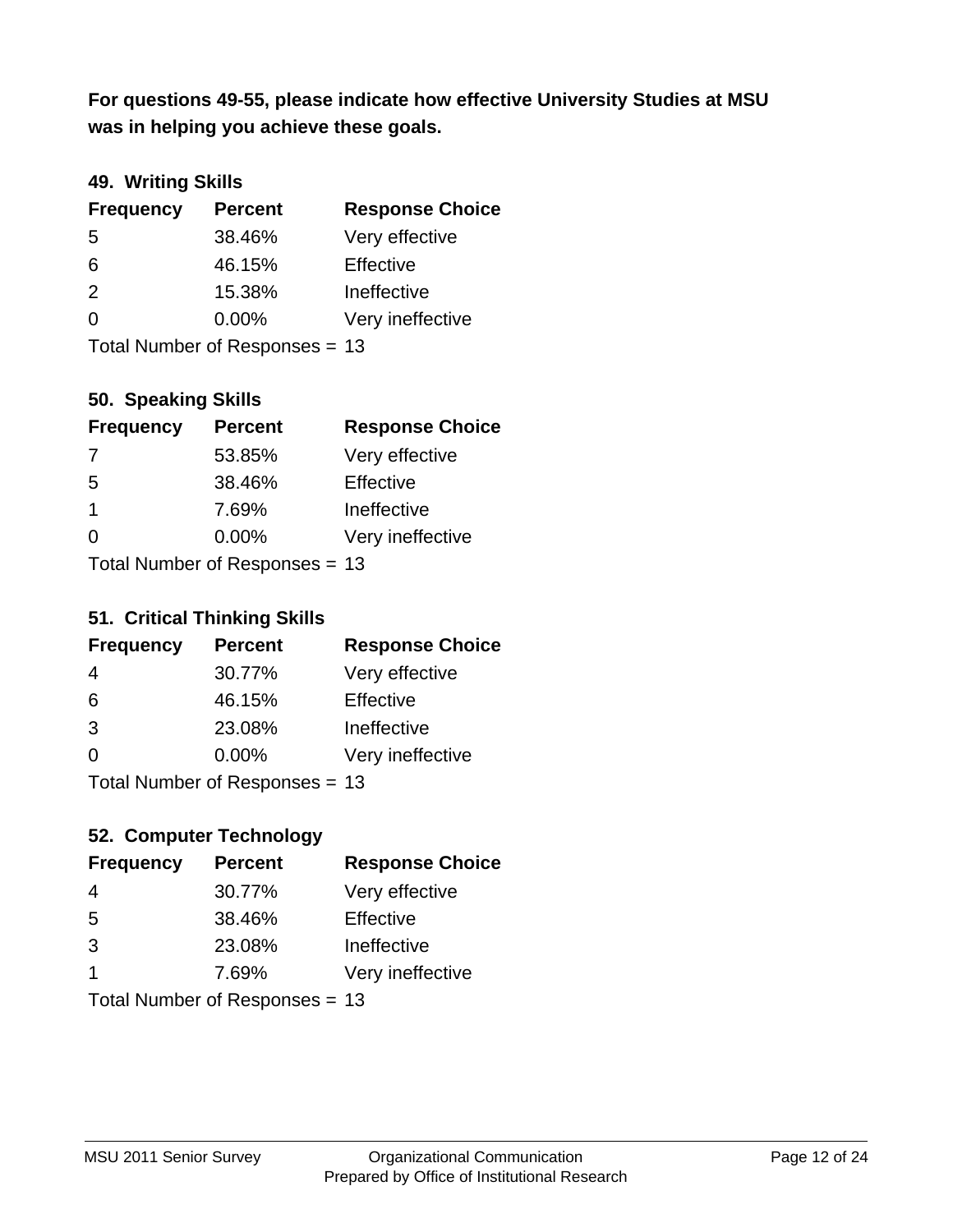**For questions 49-55, please indicate how effective University Studies at MSU was in helping you achieve these goals.**

### 49. Writing Skills

| Frequency | Percent | Response Choice |
|---|---|---|
| 5 | 38.46% | Very effective |
| 6 | 46.15% | Effective |
| 2 | 15.38% | Ineffective |
| 0 | 0.00% | Very ineffective |

Total Number of Responses = 13

### 50. Speaking Skills

| Frequency | Percent | Response Choice |
|---|---|---|
| 7 | 53.85% | Very effective |
| 5 | 38.46% | Effective |
| 1 | 7.69% | Ineffective |
| 0 | 0.00% | Very ineffective |

Total Number of Responses = 13

### 51. Critical Thinking Skills

| Frequency | Percent | Response Choice |
|---|---|---|
| 4 | 30.77% | Very effective |
| 6 | 46.15% | Effective |
| 3 | 23.08% | Ineffective |
| 0 | 0.00% | Very ineffective |

Total Number of Responses = 13

### 52. Computer Technology

| Frequency | Percent | Response Choice |
|---|---|---|
| 4 | 30.77% | Very effective |
| 5 | 38.46% | Effective |
| 3 | 23.08% | Ineffective |
| 1 | 7.69% | Very ineffective |

Total Number of Responses = 13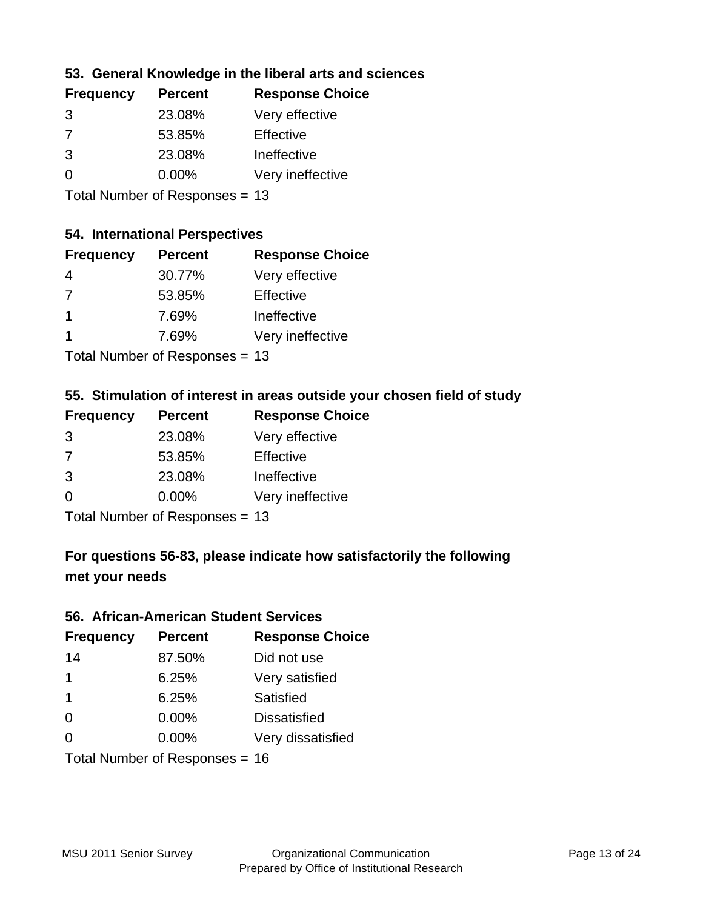### 53. General Knowledge in the liberal arts and sciences

| Frequency | Percent | Response Choice |
|---|---|---|
| 3 | 23.08% | Very effective |
| 7 | 53.85% | Effective |
| 3 | 23.08% | Ineffective |
| 0 | 0.00% | Very ineffective |

Total Number of Responses = 13

### 54. International Perspectives

| Frequency | Percent | Response Choice |
|---|---|---|
| 4 | 30.77% | Very effective |
| 7 | 53.85% | Effective |
| 1 | 7.69% | Ineffective |
| 1 | 7.69% | Very ineffective |

Total Number of Responses = 13

### 55. Stimulation of interest in areas outside your chosen field of study

| Frequency | Percent | Response Choice |
|---|---|---|
| 3 | 23.08% | Very effective |
| 7 | 53.85% | Effective |
| 3 | 23.08% | Ineffective |
| 0 | 0.00% | Very ineffective |

Total Number of Responses = 13

### For questions 56-83, please indicate how satisfactorily the following met your needs

### 56. African-American Student Services

| Frequency | Percent | Response Choice |
|---|---|---|
| 14 | 87.50% | Did not use |
| 1 | 6.25% | Very satisfied |
| 1 | 6.25% | Satisfied |
| 0 | 0.00% | Dissatisfied |
| 0 | 0.00% | Very dissatisfied |

Total Number of Responses = 16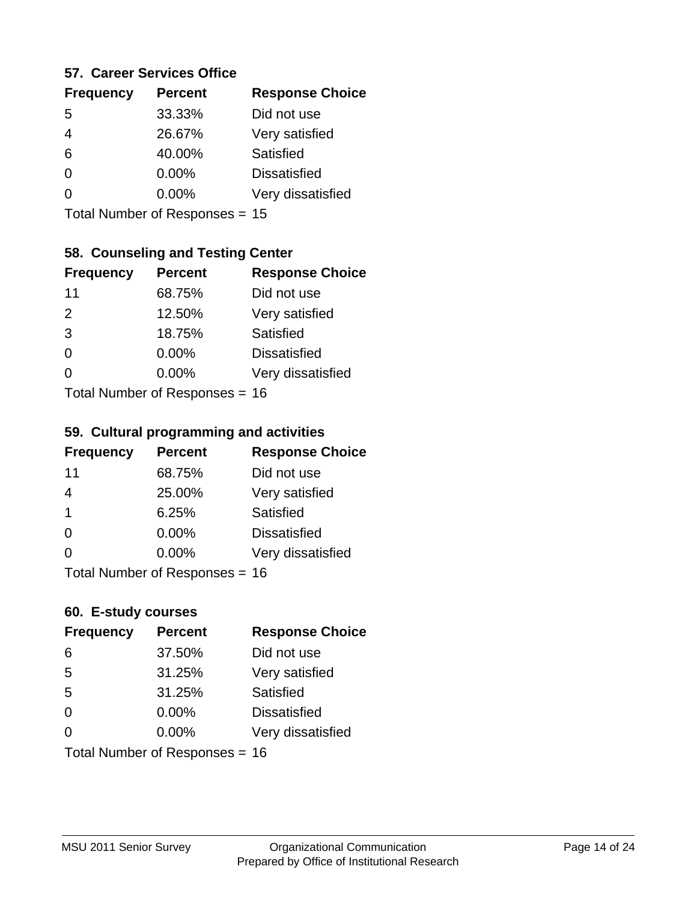### 57. Career Services Office

| Frequency | Percent | Response Choice |
|---|---|---|
| 5 | 33.33% | Did not use |
| 4 | 26.67% | Very satisfied |
| 6 | 40.00% | Satisfied |
| 0 | 0.00% | Dissatisfied |
| 0 | 0.00% | Very dissatisfied |

Total Number of Responses = 15

### 58. Counseling and Testing Center

| Frequency | Percent | Response Choice |
|---|---|---|
| 11 | 68.75% | Did not use |
| 2 | 12.50% | Very satisfied |
| 3 | 18.75% | Satisfied |
| 0 | 0.00% | Dissatisfied |
| 0 | 0.00% | Very dissatisfied |

Total Number of Responses = 16

### 59. Cultural programming and activities

| Frequency | Percent | Response Choice |
|---|---|---|
| 11 | 68.75% | Did not use |
| 4 | 25.00% | Very satisfied |
| 1 | 6.25% | Satisfied |
| 0 | 0.00% | Dissatisfied |
| 0 | 0.00% | Very dissatisfied |

Total Number of Responses = 16

### 60. E-study courses

| Frequency | Percent | Response Choice |
|---|---|---|
| 6 | 37.50% | Did not use |
| 5 | 31.25% | Very satisfied |
| 5 | 31.25% | Satisfied |
| 0 | 0.00% | Dissatisfied |
| 0 | 0.00% | Very dissatisfied |

Total Number of Responses = 16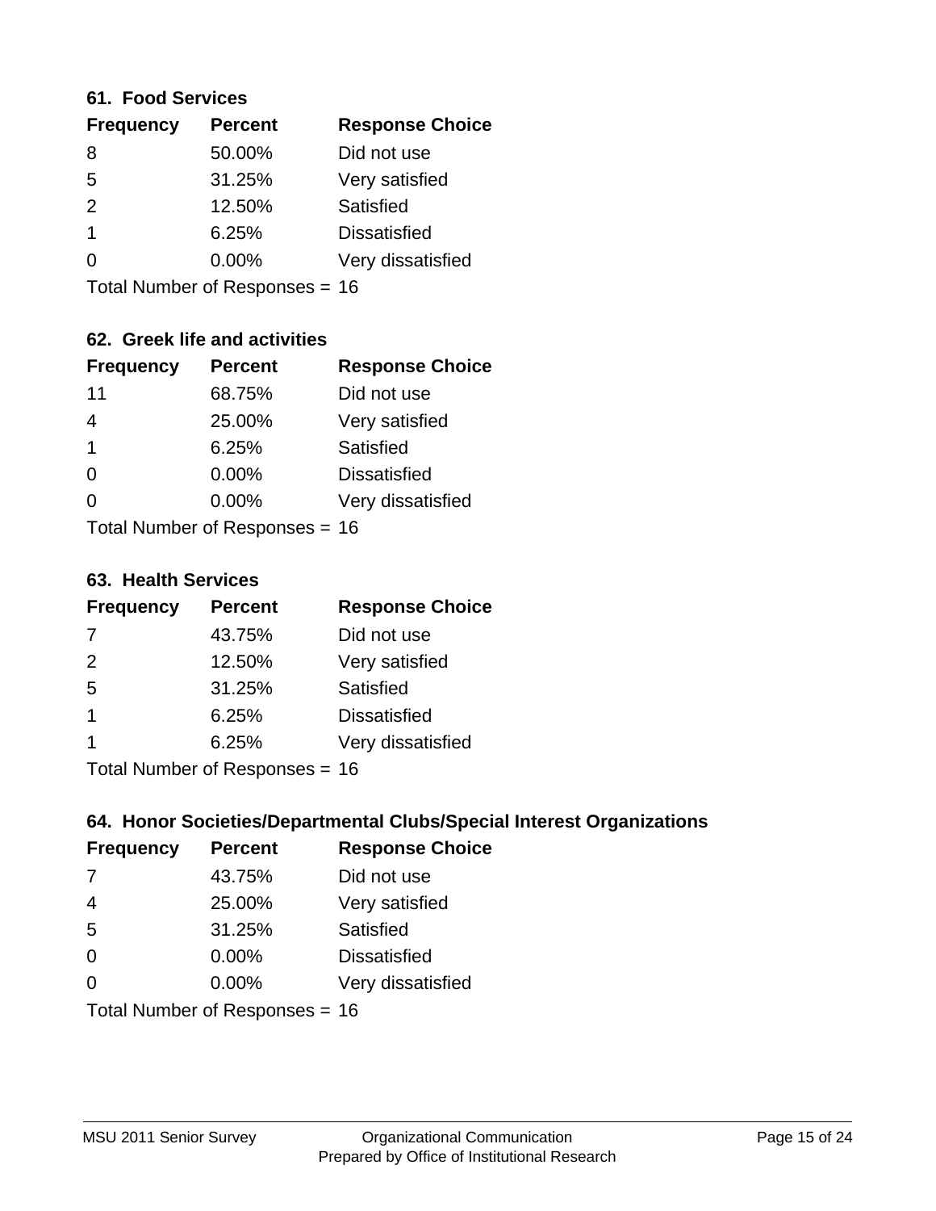### 61. Food Services

| Frequency | Percent | Response Choice |
|---|---|---|
| 8 | 50.00% | Did not use |
| 5 | 31.25% | Very satisfied |
| 2 | 12.50% | Satisfied |
| 1 | 6.25% | Dissatisfied |
| 0 | 0.00% | Very dissatisfied |

Total Number of Responses = 16

### 62. Greek life and activities

| Frequency | Percent | Response Choice |
|---|---|---|
| 11 | 68.75% | Did not use |
| 4 | 25.00% | Very satisfied |
| 1 | 6.25% | Satisfied |
| 0 | 0.00% | Dissatisfied |
| 0 | 0.00% | Very dissatisfied |

Total Number of Responses = 16

### 63. Health Services

| Frequency | Percent | Response Choice |
|---|---|---|
| 7 | 43.75% | Did not use |
| 2 | 12.50% | Very satisfied |
| 5 | 31.25% | Satisfied |
| 1 | 6.25% | Dissatisfied |
| 1 | 6.25% | Very dissatisfied |

Total Number of Responses = 16

### 64. Honor Societies/Departmental Clubs/Special Interest Organizations

| Frequency | Percent | Response Choice |
|---|---|---|
| 7 | 43.75% | Did not use |
| 4 | 25.00% | Very satisfied |
| 5 | 31.25% | Satisfied |
| 0 | 0.00% | Dissatisfied |
| 0 | 0.00% | Very dissatisfied |

Total Number of Responses = 16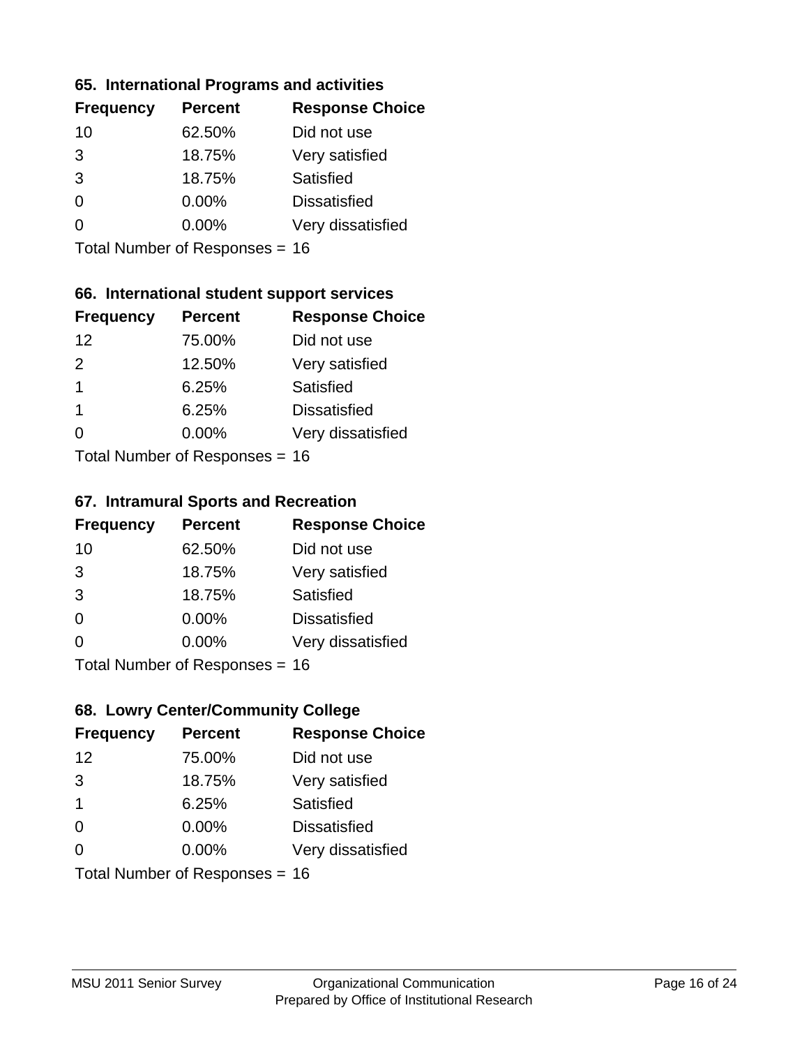### 65. International Programs and activities

| Frequency | Percent | Response Choice |
|---|---|---|
| 10 | 62.50% | Did not use |
| 3 | 18.75% | Very satisfied |
| 3 | 18.75% | Satisfied |
| 0 | 0.00% | Dissatisfied |
| 0 | 0.00% | Very dissatisfied |

Total Number of Responses = 16

### 66. International student support services

| Frequency | Percent | Response Choice |
|---|---|---|
| 12 | 75.00% | Did not use |
| 2 | 12.50% | Very satisfied |
| 1 | 6.25% | Satisfied |
| 1 | 6.25% | Dissatisfied |
| 0 | 0.00% | Very dissatisfied |

Total Number of Responses = 16

### 67. Intramural Sports and Recreation

| Frequency | Percent | Response Choice |
|---|---|---|
| 10 | 62.50% | Did not use |
| 3 | 18.75% | Very satisfied |
| 3 | 18.75% | Satisfied |
| 0 | 0.00% | Dissatisfied |
| 0 | 0.00% | Very dissatisfied |

Total Number of Responses = 16

### 68. Lowry Center/Community College

| Frequency | Percent | Response Choice |
|---|---|---|
| 12 | 75.00% | Did not use |
| 3 | 18.75% | Very satisfied |
| 1 | 6.25% | Satisfied |
| 0 | 0.00% | Dissatisfied |
| 0 | 0.00% | Very dissatisfied |

Total Number of Responses = 16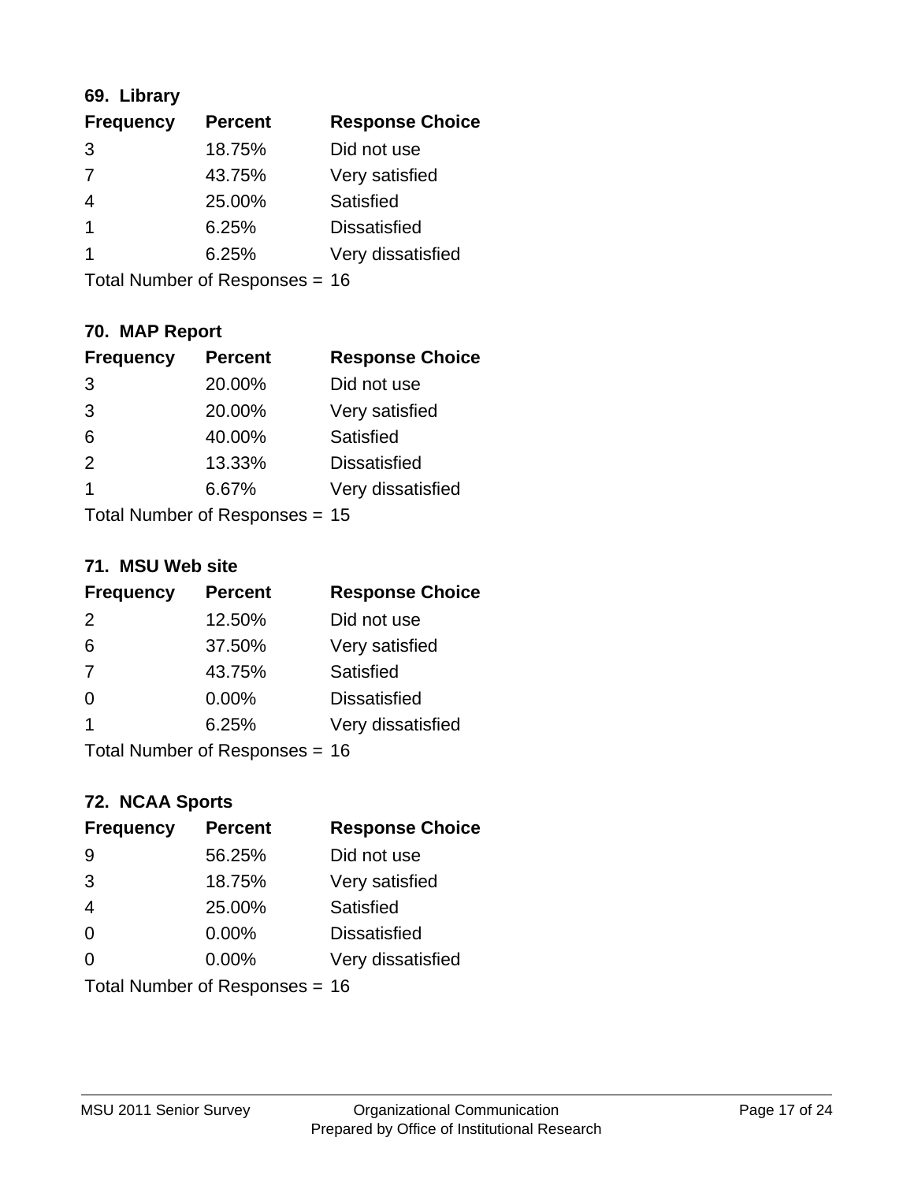### 69. Library

| Frequency | Percent | Response Choice |
|---|---|---|
| 3 | 18.75% | Did not use |
| 7 | 43.75% | Very satisfied |
| 4 | 25.00% | Satisfied |
| 1 | 6.25% | Dissatisfied |
| 1 | 6.25% | Very dissatisfied |

Total Number of Responses = 16

### 70. MAP Report

| Frequency | Percent | Response Choice |
|---|---|---|
| 3 | 20.00% | Did not use |
| 3 | 20.00% | Very satisfied |
| 6 | 40.00% | Satisfied |
| 2 | 13.33% | Dissatisfied |
| 1 | 6.67% | Very dissatisfied |

Total Number of Responses = 15

### 71. MSU Web site

| Frequency | Percent | Response Choice |
|---|---|---|
| 2 | 12.50% | Did not use |
| 6 | 37.50% | Very satisfied |
| 7 | 43.75% | Satisfied |
| 0 | 0.00% | Dissatisfied |
| 1 | 6.25% | Very dissatisfied |

Total Number of Responses = 16

### 72. NCAA Sports

| Frequency | Percent | Response Choice |
|---|---|---|
| 9 | 56.25% | Did not use |
| 3 | 18.75% | Very satisfied |
| 4 | 25.00% | Satisfied |
| 0 | 0.00% | Dissatisfied |
| 0 | 0.00% | Very dissatisfied |

Total Number of Responses = 16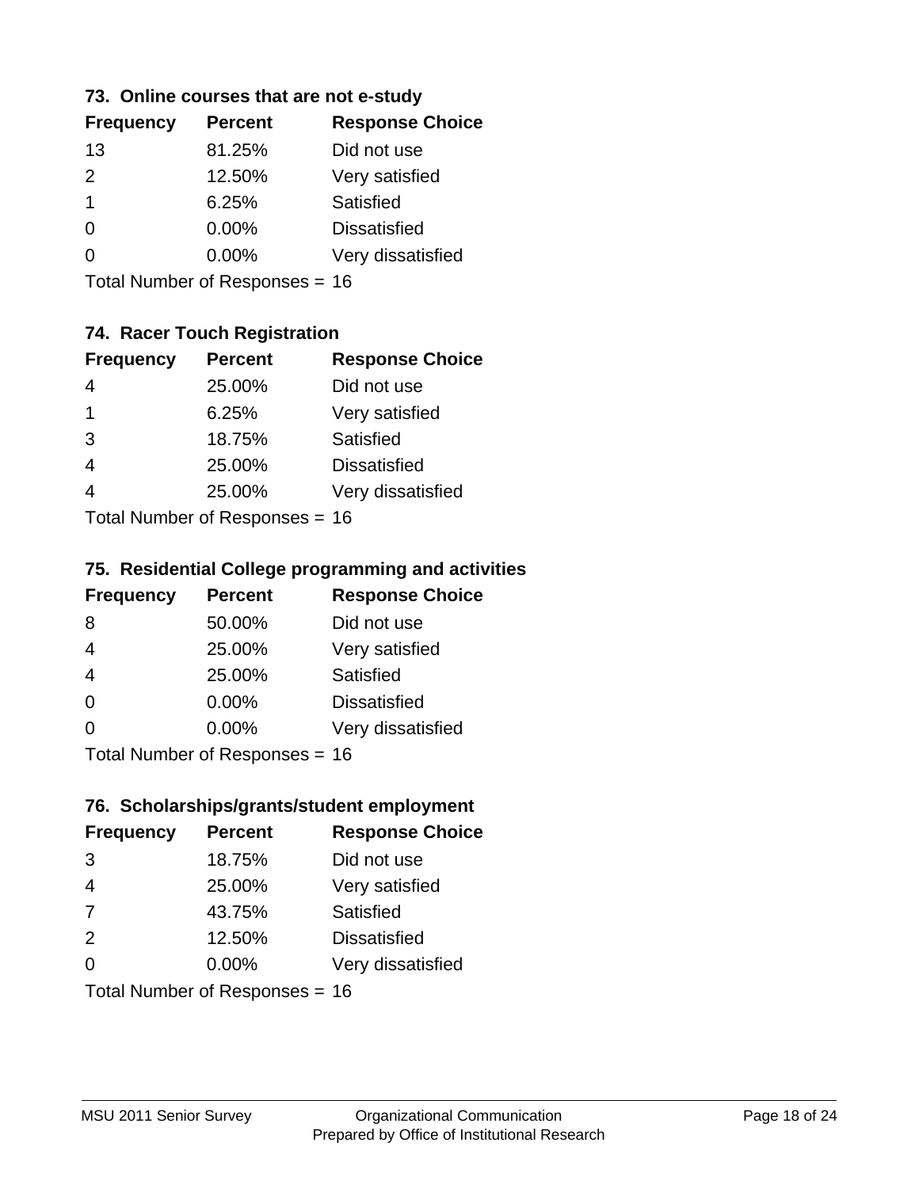### 73. Online courses that are not e-study

| Frequency | Percent | Response Choice |
|---|---|---|
| 13 | 81.25% | Did not use |
| 2 | 12.50% | Very satisfied |
| 1 | 6.25% | Satisfied |
| 0 | 0.00% | Dissatisfied |
| 0 | 0.00% | Very dissatisfied |

Total Number of Responses = 16

### 74. Racer Touch Registration

| Frequency | Percent | Response Choice |
|---|---|---|
| 4 | 25.00% | Did not use |
| 1 | 6.25% | Very satisfied |
| 3 | 18.75% | Satisfied |
| 4 | 25.00% | Dissatisfied |
| 4 | 25.00% | Very dissatisfied |

Total Number of Responses = 16

### 75. Residential College programming and activities

| Frequency | Percent | Response Choice |
|---|---|---|
| 8 | 50.00% | Did not use |
| 4 | 25.00% | Very satisfied |
| 4 | 25.00% | Satisfied |
| 0 | 0.00% | Dissatisfied |
| 0 | 0.00% | Very dissatisfied |

Total Number of Responses = 16

### 76. Scholarships/grants/student employment

| Frequency | Percent | Response Choice |
|---|---|---|
| 3 | 18.75% | Did not use |
| 4 | 25.00% | Very satisfied |
| 7 | 43.75% | Satisfied |
| 2 | 12.50% | Dissatisfied |
| 0 | 0.00% | Very dissatisfied |

Total Number of Responses = 16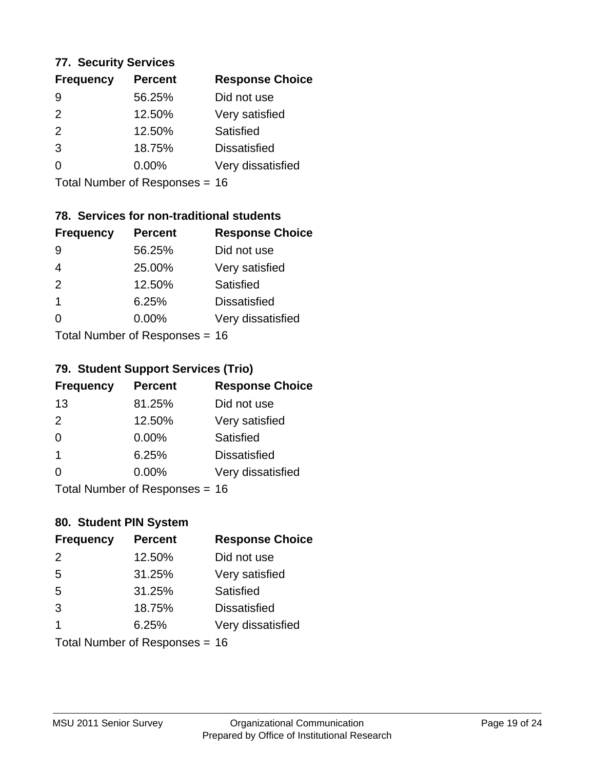### 77. Security Services

| Frequency | Percent | Response Choice |
| --- | --- | --- |
| 9 | 56.25% | Did not use |
| 2 | 12.50% | Very satisfied |
| 2 | 12.50% | Satisfied |
| 3 | 18.75% | Dissatisfied |
| 0 | 0.00% | Very dissatisfied |

Total Number of Responses = 16

### 78. Services for non-traditional students

| Frequency | Percent | Response Choice |
| --- | --- | --- |
| 9 | 56.25% | Did not use |
| 4 | 25.00% | Very satisfied |
| 2 | 12.50% | Satisfied |
| 1 | 6.25% | Dissatisfied |
| 0 | 0.00% | Very dissatisfied |

Total Number of Responses = 16

### 79. Student Support Services (Trio)

| Frequency | Percent | Response Choice |
| --- | --- | --- |
| 13 | 81.25% | Did not use |
| 2 | 12.50% | Very satisfied |
| 0 | 0.00% | Satisfied |
| 1 | 6.25% | Dissatisfied |
| 0 | 0.00% | Very dissatisfied |

Total Number of Responses = 16

### 80. Student PIN System

| Frequency | Percent | Response Choice |
| --- | --- | --- |
| 2 | 12.50% | Did not use |
| 5 | 31.25% | Very satisfied |
| 5 | 31.25% | Satisfied |
| 3 | 18.75% | Dissatisfied |
| 1 | 6.25% | Very dissatisfied |

Total Number of Responses = 16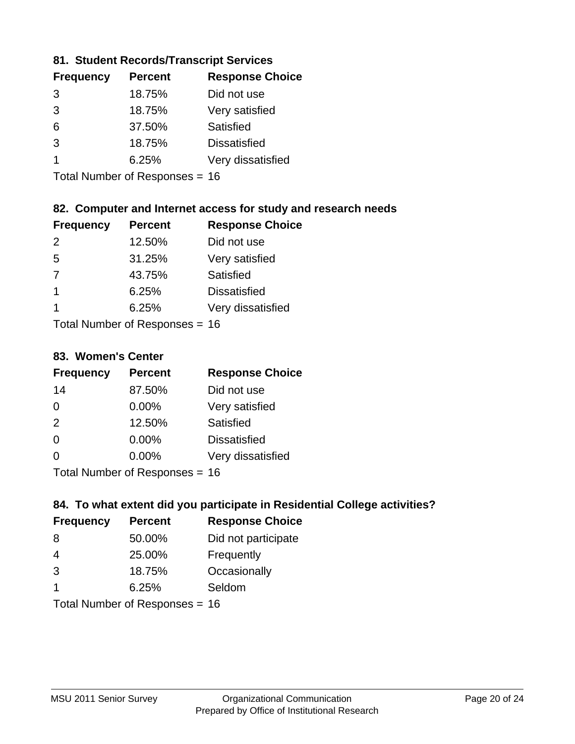### 81. Student Records/Transcript Services

| Frequency | Percent | Response Choice |
|---|---|---|
| 3 | 18.75% | Did not use |
| 3 | 18.75% | Very satisfied |
| 6 | 37.50% | Satisfied |
| 3 | 18.75% | Dissatisfied |
| 1 | 6.25% | Very dissatisfied |

Total Number of Responses = 16

### 82. Computer and Internet access for study and research needs

| Frequency | Percent | Response Choice |
|---|---|---|
| 2 | 12.50% | Did not use |
| 5 | 31.25% | Very satisfied |
| 7 | 43.75% | Satisfied |
| 1 | 6.25% | Dissatisfied |
| 1 | 6.25% | Very dissatisfied |

Total Number of Responses = 16

### 83. Women's Center

| Frequency | Percent | Response Choice |
|---|---|---|
| 14 | 87.50% | Did not use |
| 0 | 0.00% | Very satisfied |
| 2 | 12.50% | Satisfied |
| 0 | 0.00% | Dissatisfied |
| 0 | 0.00% | Very dissatisfied |

Total Number of Responses = 16

### 84. To what extent did you participate in Residential College activities?

| Frequency | Percent | Response Choice |
|---|---|---|
| 8 | 50.00% | Did not participate |
| 4 | 25.00% | Frequently |
| 3 | 18.75% | Occasionally |
| 1 | 6.25% | Seldom |

Total Number of Responses = 16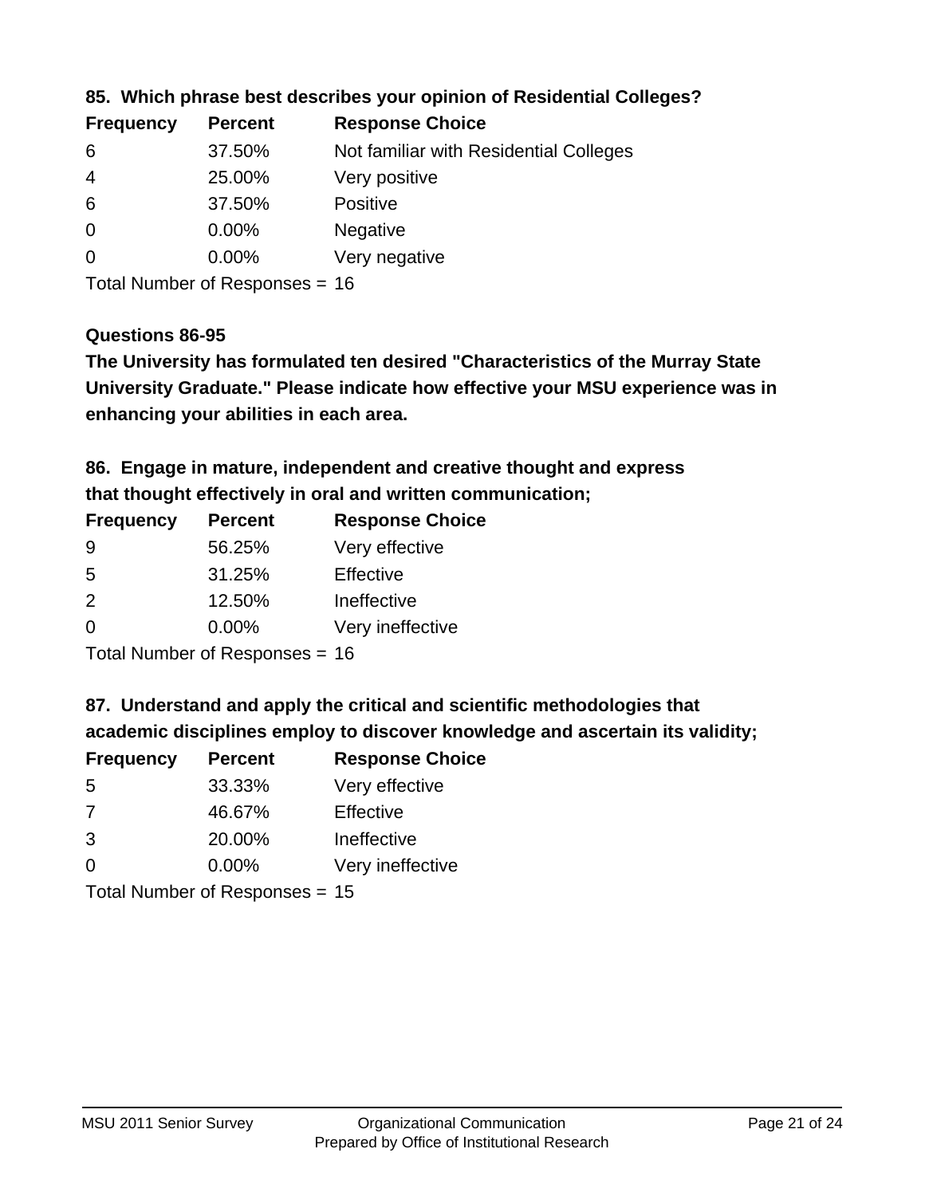**85. Which phrase best describes your opinion of Residential Colleges?**

| Frequency | Percent | Response Choice |
| --- | --- | --- |
| 6 | 37.50% | Not familiar with Residential Colleges |
| 4 | 25.00% | Very positive |
| 6 | 37.50% | Positive |
| 0 | 0.00% | Negative |
| 0 | 0.00% | Very negative |

Total Number of Responses = 16

**Questions 86-95**

**The University has formulated ten desired "Characteristics of the Murray State University Graduate." Please indicate how effective your MSU experience was in enhancing your abilities in each area.**

**86. Engage in mature, independent and creative thought and express that thought effectively in oral and written communication;**

| Frequency | Percent | Response Choice |
| --- | --- | --- |
| 9 | 56.25% | Very effective |
| 5 | 31.25% | Effective |
| 2 | 12.50% | Ineffective |
| 0 | 0.00% | Very ineffective |

Total Number of Responses = 16

**87. Understand and apply the critical and scientific methodologies that academic disciplines employ to discover knowledge and ascertain its validity;**

| Frequency | Percent | Response Choice |
| --- | --- | --- |
| 5 | 33.33% | Very effective |
| 7 | 46.67% | Effective |
| 3 | 20.00% | Ineffective |
| 0 | 0.00% | Very ineffective |

Total Number of Responses = 15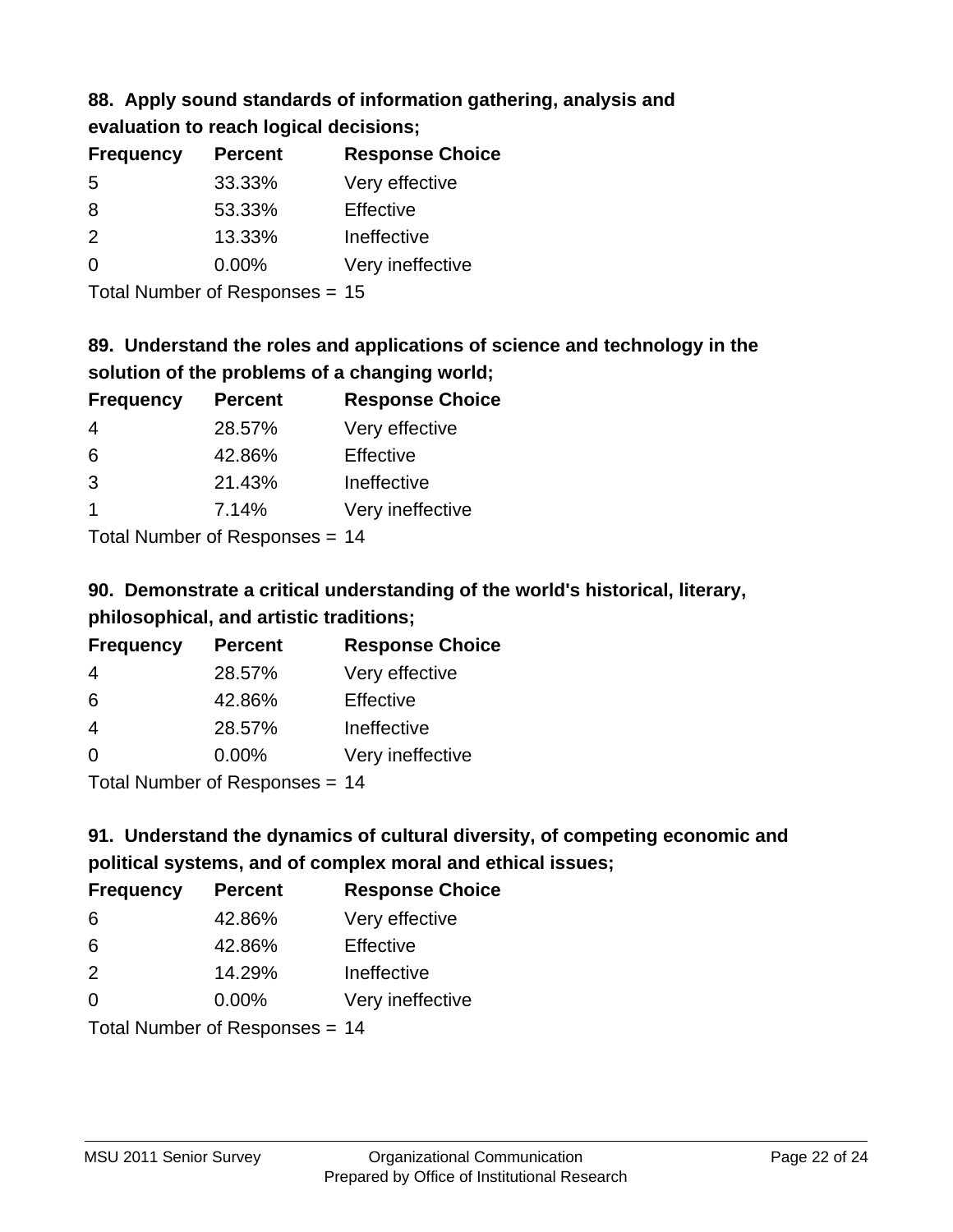### 88. Apply sound standards of information gathering, analysis and evaluation to reach logical decisions;

| Frequency | Percent | Response Choice |
| --- | --- | --- |
| 5 | 33.33% | Very effective |
| 8 | 53.33% | Effective |
| 2 | 13.33% | Ineffective |
| 0 | 0.00% | Very ineffective |

Total Number of Responses = 15

### 89. Understand the roles and applications of science and technology in the solution of the problems of a changing world;

| Frequency | Percent | Response Choice |
| --- | --- | --- |
| 4 | 28.57% | Very effective |
| 6 | 42.86% | Effective |
| 3 | 21.43% | Ineffective |
| 1 | 7.14% | Very ineffective |

Total Number of Responses = 14

### 90. Demonstrate a critical understanding of the world's historical, literary, philosophical, and artistic traditions;

| Frequency | Percent | Response Choice |
| --- | --- | --- |
| 4 | 28.57% | Very effective |
| 6 | 42.86% | Effective |
| 4 | 28.57% | Ineffective |
| 0 | 0.00% | Very ineffective |

Total Number of Responses = 14

### 91. Understand the dynamics of cultural diversity, of competing economic and political systems, and of complex moral and ethical issues;

| Frequency | Percent | Response Choice |
| --- | --- | --- |
| 6 | 42.86% | Very effective |
| 6 | 42.86% | Effective |
| 2 | 14.29% | Ineffective |
| 0 | 0.00% | Very ineffective |

Total Number of Responses = 14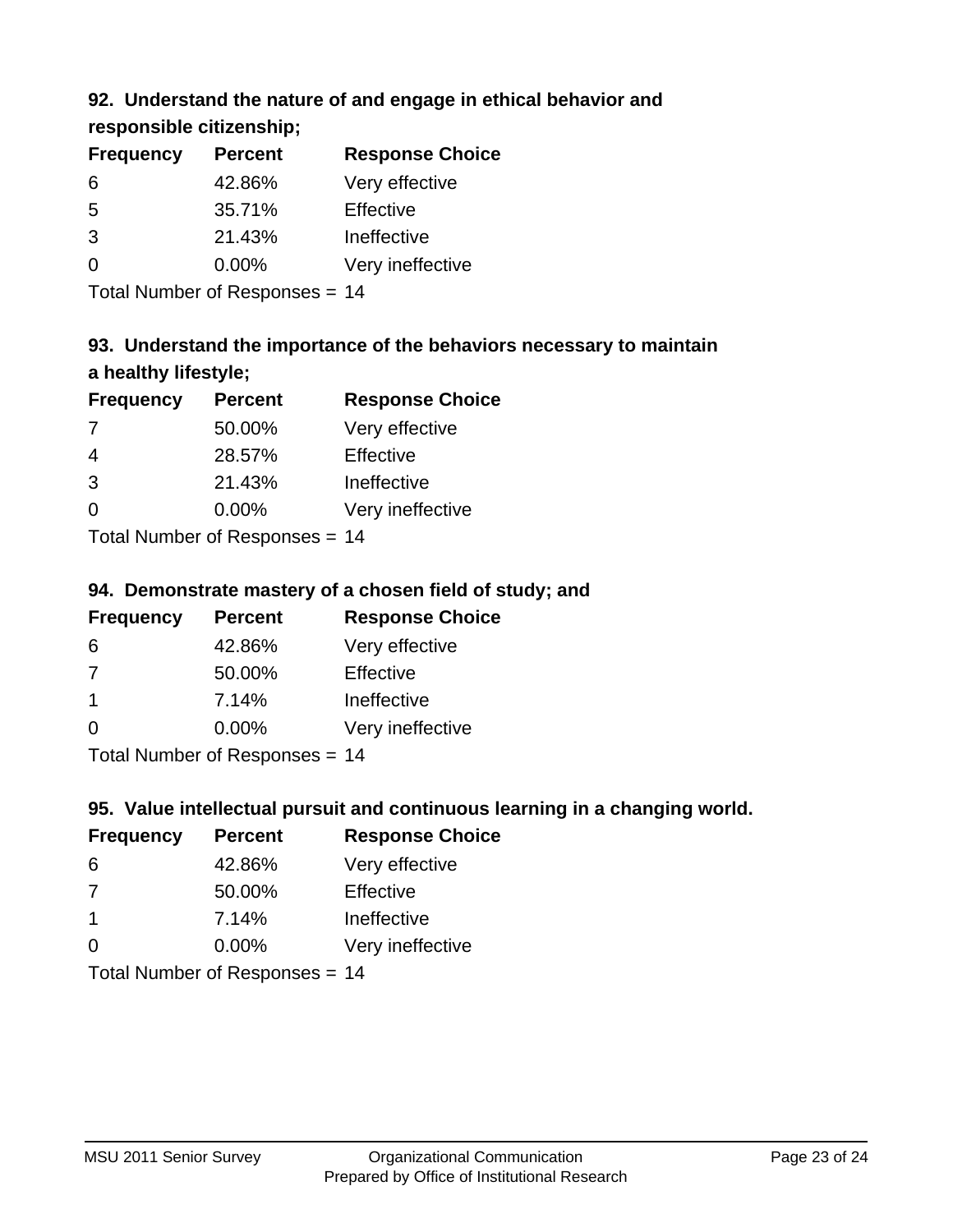### 92. Understand the nature of and engage in ethical behavior and responsible citizenship;

| Frequency | Percent | Response Choice |
|---|---|---|
| 6 | 42.86% | Very effective |
| 5 | 35.71% | Effective |
| 3 | 21.43% | Ineffective |
| 0 | 0.00% | Very ineffective |

Total Number of Responses = 14

### 93. Understand the importance of the behaviors necessary to maintain a healthy lifestyle;

| Frequency | Percent | Response Choice |
|---|---|---|
| 7 | 50.00% | Very effective |
| 4 | 28.57% | Effective |
| 3 | 21.43% | Ineffective |
| 0 | 0.00% | Very ineffective |

Total Number of Responses = 14

### 94. Demonstrate mastery of a chosen field of study; and

| Frequency | Percent | Response Choice |
|---|---|---|
| 6 | 42.86% | Very effective |
| 7 | 50.00% | Effective |
| 1 | 7.14% | Ineffective |
| 0 | 0.00% | Very ineffective |

Total Number of Responses = 14

### 95. Value intellectual pursuit and continuous learning in a changing world.

| Frequency | Percent | Response Choice |
|---|---|---|
| 6 | 42.86% | Very effective |
| 7 | 50.00% | Effective |
| 1 | 7.14% | Ineffective |
| 0 | 0.00% | Very ineffective |

Total Number of Responses = 14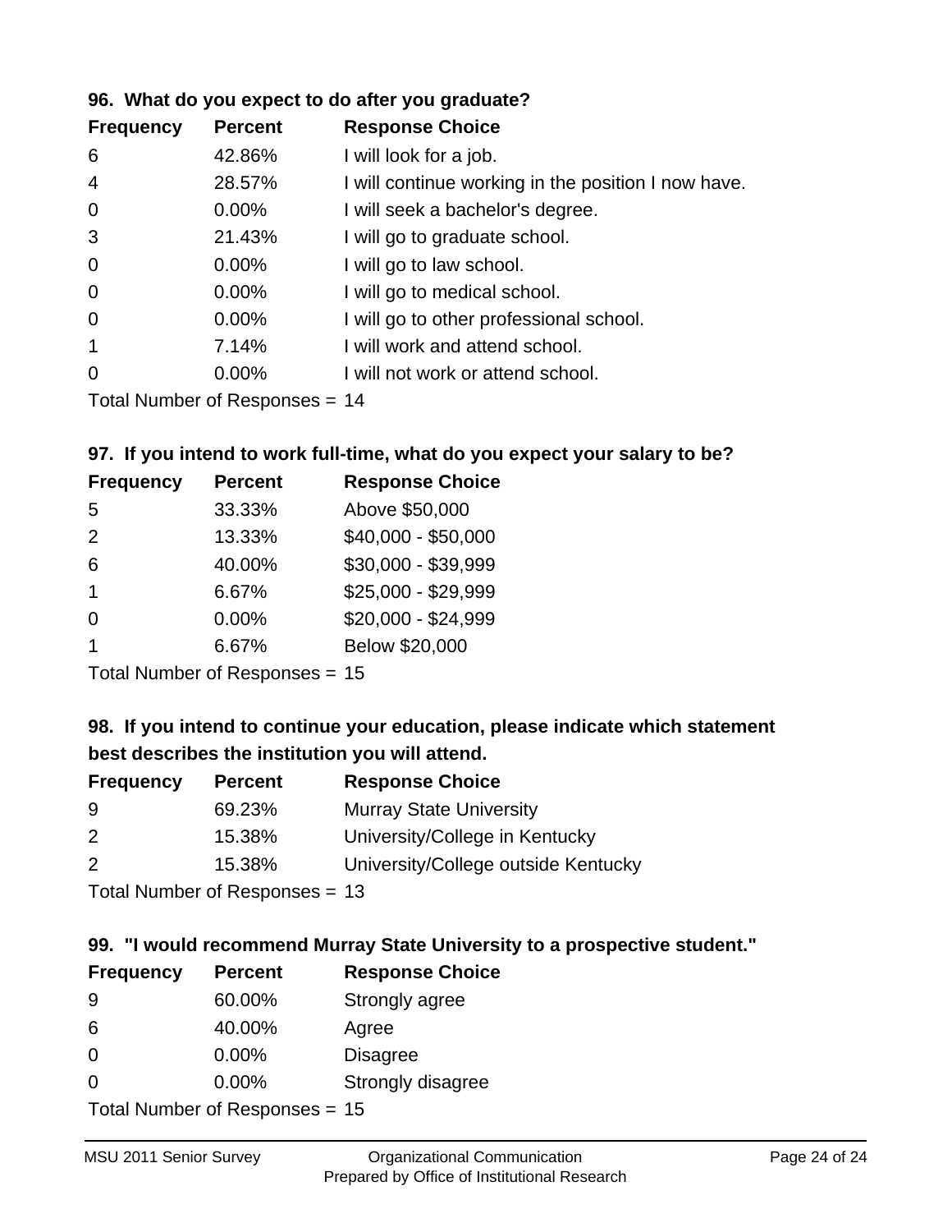### 96. What do you expect to do after you graduate?

| Frequency | Percent | Response Choice |
|---|---|---|
| 6 | 42.86% | I will look for a job. |
| 4 | 28.57% | I will continue working in the position I now have. |
| 0 | 0.00% | I will seek a bachelor's degree. |
| 3 | 21.43% | I will go to graduate school. |
| 0 | 0.00% | I will go to law school. |
| 0 | 0.00% | I will go to medical school. |
| 0 | 0.00% | I will go to other professional school. |
| 1 | 7.14% | I will work and attend school. |
| 0 | 0.00% | I will not work or attend school. |

Total Number of Responses = 14

### 97. If you intend to work full-time, what do you expect your salary to be?

| Frequency | Percent | Response Choice |
|---|---|---|
| 5 | 33.33% | Above $50,000 |
| 2 | 13.33% | $40,000 - $50,000 |
| 6 | 40.00% | $30,000 - $39,999 |
| 1 | 6.67% | $25,000 - $29,999 |
| 0 | 0.00% | $20,000 - $24,999 |
| 1 | 6.67% | Below $20,000 |

Total Number of Responses = 15

### 98. If you intend to continue your education, please indicate which statement best describes the institution you will attend.

| Frequency | Percent | Response Choice |
|---|---|---|
| 9 | 69.23% | Murray State University |
| 2 | 15.38% | University/College in Kentucky |
| 2 | 15.38% | University/College outside Kentucky |

Total Number of Responses = 13

### 99. "I would recommend Murray State University to a prospective student."

| Frequency | Percent | Response Choice |
|---|---|---|
| 9 | 60.00% | Strongly agree |
| 6 | 40.00% | Agree |
| 0 | 0.00% | Disagree |
| 0 | 0.00% | Strongly disagree |

Total Number of Responses = 15